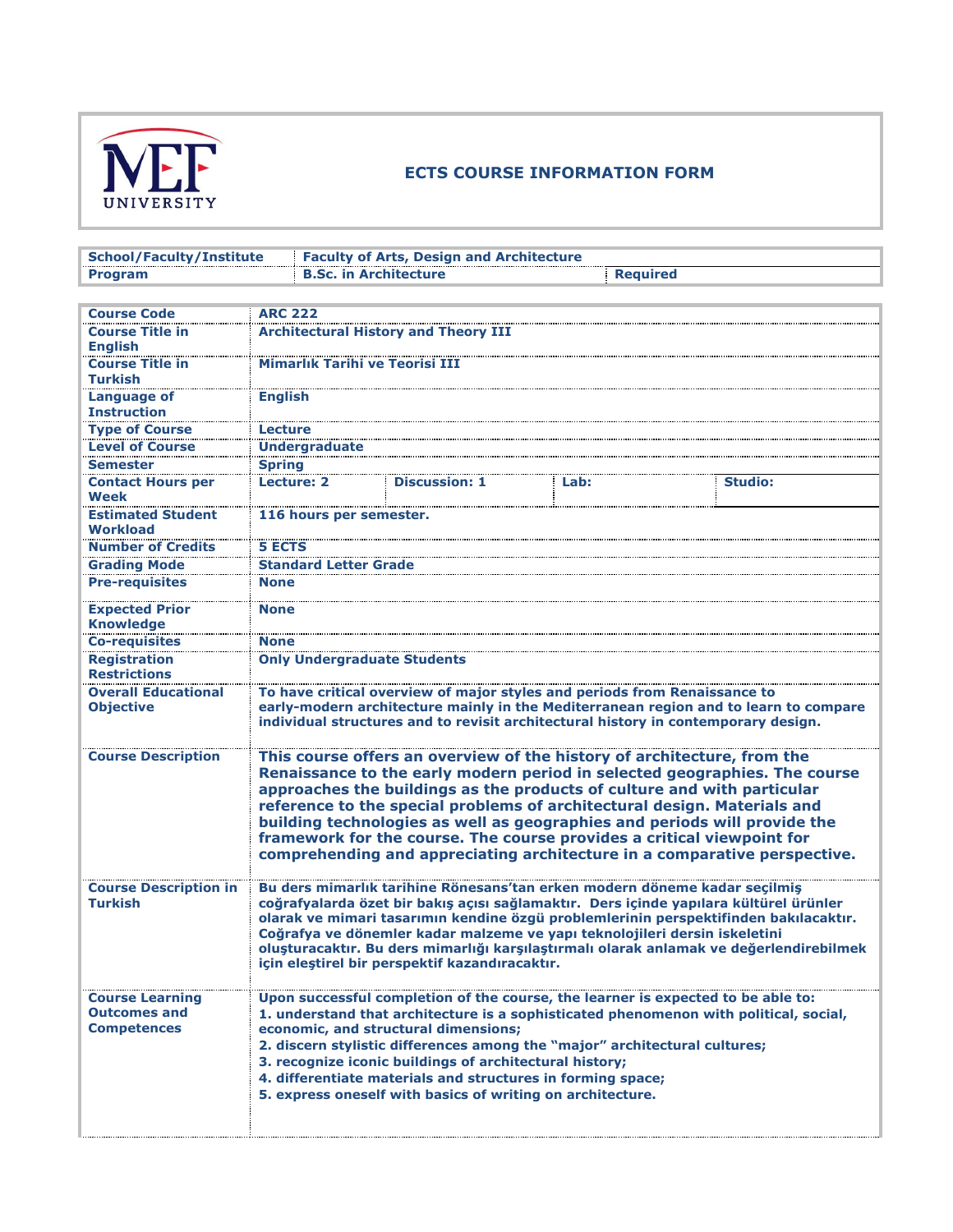# ECTS COURSE INFORMATION FORM

| School/Faculty/Institute | Faculty of Arts, Design and Architecture | |
|---|---|---|
| Program | B.Sc. in Architecture | Required |

| | | | | |
|---|---|---|---|---|
| Course Code | ARC 222 | | | |
| Course Title in English | Architectural History and Theory III | | | |
| Course Title in Turkish | Mimarlık Tarihi ve Teorisi III | | | |
| Language of Instruction | English | | | |
| Type of Course | Lecture | | | |
| Level of Course | Undergraduate | | | |
| Semester | Spring | | | |
| Contact Hours per Week | Lecture: 2 | Discussion: 1 | Lab: | Studio: |
| Estimated Student Workload | 116 hours per semester. | | | |
| Number of Credits | 5 ECTS | | | |
| Grading Mode | Standard Letter Grade | | | |
| Pre-requisites | None | | | |
| Expected Prior Knowledge | None | | | |
| Co-requisites | None | | | |
| Registration Restrictions | Only Undergraduate Students | | | |
| Overall Educational Objective | To have critical overview of major styles and periods from Renaissance to early-modern architecture mainly in the Mediterranean region and to learn to compare individual structures and to revisit architectural history in contemporary design. | | | |
| Course Description | This course offers an overview of the history of architecture, from the Renaissance to the early modern period in selected geographies. The course approaches the buildings as the products of culture and with particular reference to the special problems of architectural design. Materials and building technologies as well as geographies and periods will provide the framework for the course. The course provides a critical viewpoint for comprehending and appreciating architecture in a comparative perspective. | | | |
| Course Description in Turkish | Bu ders mimarlık tarihine Rönesans'tan erken modern döneme kadar seçilmiş coğrafyalarda özet bir bakış açısı sağlamaktır. Ders içinde yapılara kültürel ürünler olarak ve mimari tasarımın kendine özgü problemlerinin perspektifinden bakılacaktır. Coğrafya ve dönemler kadar malzeme ve yapı teknolojileri dersin iskeletini oluşturacaktır. Bu ders mimarlığı karşılaştırmalı olarak anlamak ve değerlendirebilmek için eleştirel bir perspektif kazandıracaktır. | | | |
| Course Learning Outcomes and Competences | Upon successful completion of the course, the learner is expected to be able to:<br>1. understand that architecture is a sophisticated phenomenon with political, social, economic, and structural dimensions;<br>2. discern stylistic differences among the "major" architectural cultures;<br>3. recognize iconic buildings of architectural history;<br>4. differentiate materials and structures in forming space;<br>5. express oneself with basics of writing on architecture. | | | |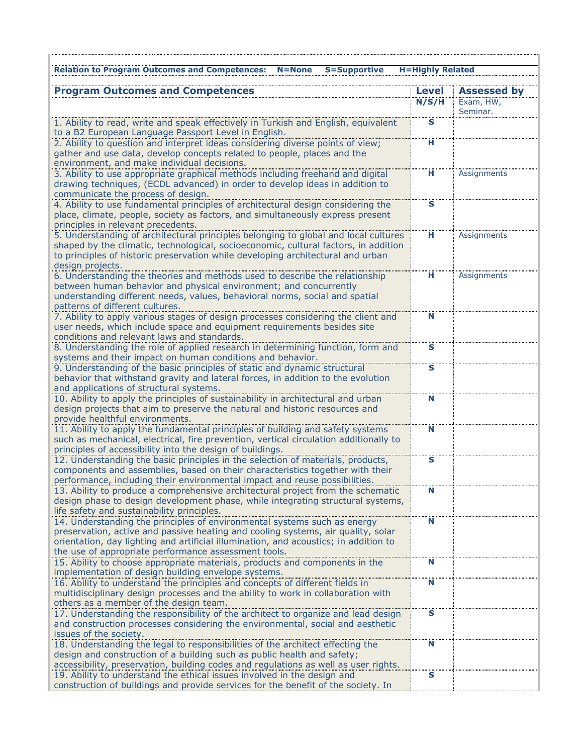**Relation to Program Outcomes and Competences: N=None S=Supportive H=Highly Related**

| **Program Outcomes and Competences** | **Level** | **Assessed by** |
|---|---|---|
| | **N/S/H** | Exam, HW, Seminar. |
| 1. Ability to read, write and speak effectively in Turkish and English, equivalent to a B2 European Language Passport Level in English. | S | |
| 2. Ability to question and interpret ideas considering diverse points of view; gather and use data, develop concepts related to people, places and the environment, and make individual decisions. | H | |
| 3. Ability to use appropriate graphical methods including freehand and digital drawing techniques, (ECDL advanced) in order to develop ideas in addition to communicate the process of design. | H | Assignments |
| 4. Ability to use fundamental principles of architectural design considering the place, climate, people, society as factors, and simultaneously express present principles in relevant precedents. | S | |
| 5. Understanding of architectural principles belonging to global and local cultures shaped by the climatic, technological, socioeconomic, cultural factors, in addition to principles of historic preservation while developing architectural and urban design projects. | H | Assignments |
| 6. Understanding the theories and methods used to describe the relationship between human behavior and physical environment; and concurrently understanding different needs, values, behavioral norms, social and spatial patterns of different cultures. | H | Assignments |
| 7. Ability to apply various stages of design processes considering the client and user needs, which include space and equipment requirements besides site conditions and relevant laws and standards. | N | |
| 8. Understanding the role of applied research in determining function, form and systems and their impact on human conditions and behavior. | S | |
| 9. Understanding of the basic principles of static and dynamic structural behavior that withstand gravity and lateral forces, in addition to the evolution and applications of structural systems. | S | |
| 10. Ability to apply the principles of sustainability in architectural and urban design projects that aim to preserve the natural and historic resources and provide healthful environments. | N | |
| 11. Ability to apply the fundamental principles of building and safety systems such as mechanical, electrical, fire prevention, vertical circulation additionally to principles of accessibility into the design of buildings. | N | |
| 12. Understanding the basic principles in the selection of materials, products, components and assemblies, based on their characteristics together with their performance, including their environmental impact and reuse possibilities. | S | |
| 13. Ability to produce a comprehensive architectural project from the schematic design phase to design development phase, while integrating structural systems, life safety and sustainability principles. | N | |
| 14. Understanding the principles of environmental systems such as energy preservation, active and passive heating and cooling systems, air quality, solar orientation, day lighting and artificial illumination, and acoustics; in addition to the use of appropriate performance assessment tools. | N | |
| 15. Ability to choose appropriate materials, products and components in the implementation of design building envelope systems. | N | |
| 16. Ability to understand the principles and concepts of different fields in multidisciplinary design processes and the ability to work in collaboration with others as a member of the design team. | N | |
| 17. Understanding the responsibility of the architect to organize and lead design and construction processes considering the environmental, social and aesthetic issues of the society. | S | |
| 18. Understanding the legal to responsibilities of the architect effecting the design and construction of a building such as public health and safety; accessibility, preservation, building codes and regulations as well as user rights. | N | |
| 19. Ability to understand the ethical issues involved in the design and construction of buildings and provide services for the benefit of the society. In | S | |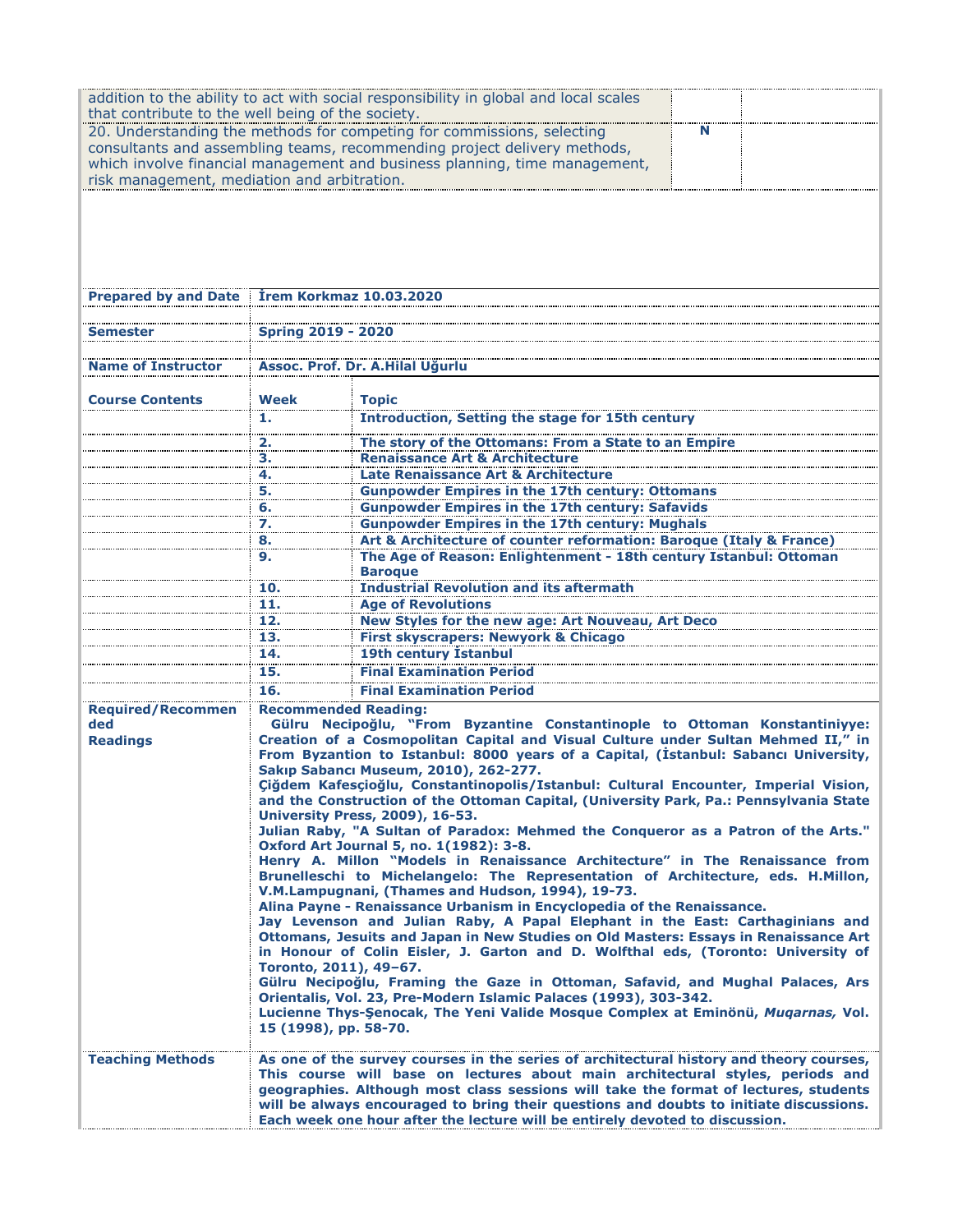| | | |
|---|---|---|
| addition to the ability to act with social responsibility in global and local scales that contribute to the well being of the society. | | |
| 20. Understanding the methods for competing for commissions, selecting consultants and assembling teams, recommending project delivery methods, which involve financial management and business planning, time management, risk management, mediation and arbitration. | N | |

| | | |
|---|---|---|
| **Prepared by and Date** | **İrem Korkmaz 10.03.2020** | |
| **Semester** | **Spring 2019 - 2020** | |
| **Name of Instructor** | **Assoc. Prof. Dr. A.Hilal Uğurlu** | |
| **Course Contents** | **Week** | **Topic** |
| | **1.** | **Introduction, Setting the stage for 15th century** |
| | **2.** | **The story of the Ottomans: From a State to an Empire** |
| | **3.** | **Renaissance Art & Architecture** |
| | **4.** | **Late Renaissance Art & Architecture** |
| | **5.** | **Gunpowder Empires in the 17th century: Ottomans** |
| | **6.** | **Gunpowder Empires in the 17th century: Safavids** |
| | **7.** | **Gunpowder Empires in the 17th century: Mughals** |
| | **8.** | **Art & Architecture of counter reformation: Baroque (Italy & France)** |
| | **9.** | **The Age of Reason: Enlightenment - 18th century Istanbul: Ottoman Baroque** |
| | **10.** | **Industrial Revolution and its aftermath** |
| | **11.** | **Age of Revolutions** |
| | **12.** | **New Styles for the new age: Art Nouveau, Art Deco** |
| | **13.** | **First skyscrapers: Newyork & Chicago** |
| | **14.** | **19th century İstanbul** |
| | **15.** | **Final Examination Period** |
| | **16.** | **Final Examination Period** |
| **Required/Recommended Readings** | **Recommended Reading:**<br>**Gülru Necipoğlu, "From Byzantine Constantinople to Ottoman Konstantiniyye: Creation of a Cosmopolitan Capital and Visual Culture under Sultan Mehmed II," in From Byzantion to Istanbul: 8000 years of a Capital, (İstanbul: Sabancı University, Sakıp Sabancı Museum, 2010), 262-277.**<br>**Çiğdem Kafesçioğlu, Constantinopolis/Istanbul: Cultural Encounter, Imperial Vision, and the Construction of the Ottoman Capital, (University Park, Pa.: Pennsylvania State University Press, 2009), 16-53.**<br>**Julian Raby, "A Sultan of Paradox: Mehmed the Conqueror as a Patron of the Arts." Oxford Art Journal 5, no. 1(1982): 3-8.**<br>**Henry A. Millon "Models in Renaissance Architecture" in The Renaissance from Brunelleschi to Michelangelo: The Representation of Architecture, eds. H.Millon, V.M.Lampugnani, (Thames and Hudson, 1994), 19-73.**<br>**Alina Payne - Renaissance Urbanism in Encyclopedia of the Renaissance.**<br>**Jay Levenson and Julian Raby, A Papal Elephant in the East: Carthaginians and Ottomans, Jesuits and Japan in New Studies on Old Masters: Essays in Renaissance Art in Honour of Colin Eisler, J. Garton and D. Wolfthal eds, (Toronto: University of Toronto, 2011), 49–67.**<br>**Gülru Necipoğlu, Framing the Gaze in Ottoman, Safavid, and Mughal Palaces, Ars Orientalis, Vol. 23, Pre-Modern Islamic Palaces (1993), 303-342.**<br>**Lucienne Thys-Şenocak, The Yeni Valide Mosque Complex at Eminönü, *Muqarnas,* Vol. 15 (1998), pp. 58-70.** | |
| **Teaching Methods** | **As one of the survey courses in the series of architectural history and theory courses, This course will base on lectures about main architectural styles, periods and geographies. Although most class sessions will take the format of lectures, students will be always encouraged to bring their questions and doubts to initiate discussions. Each week one hour after the lecture will be entirely devoted to discussion.** | |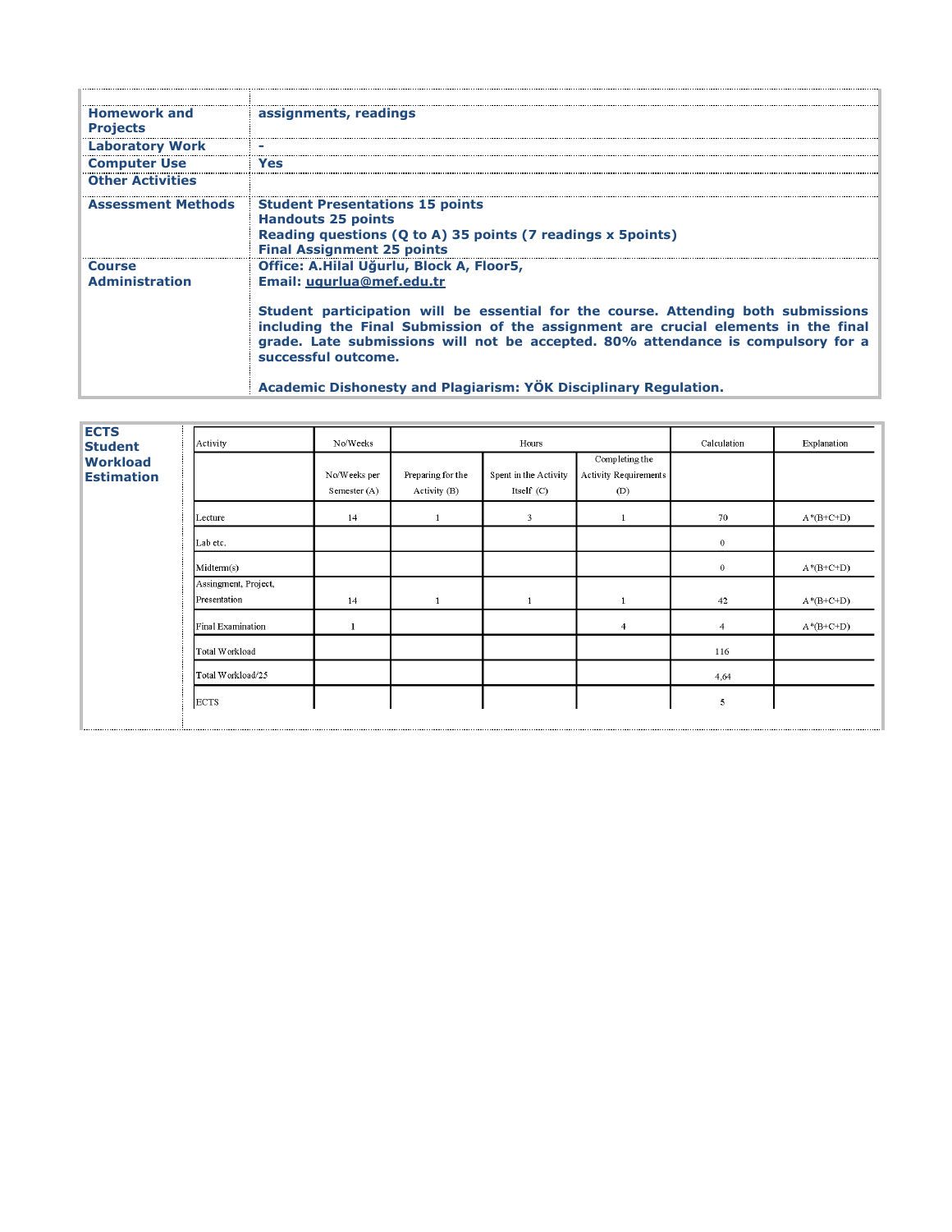| | |
|---|---|
| **Homework and Projects** | **assignments, readings** |
| **Laboratory Work** | **-** |
| **Computer Use** | **Yes** |
| **Other Activities** | |
| **Assessment Methods** | **Student Presentations 15 points**<br>**Handouts 25 points**<br>**Reading questions (Q to A) 35 points (7 readings x 5points)**<br>**Final Assignment 25 points** |
| **Course Administration** | **Office: A.Hilal Uğurlu, Block A, Floor5,**<br>**Email: ugurlua@mef.edu.tr**<br><br>**Student participation will be essential for the course. Attending both submissions including the Final Submission of the assignment are crucial elements in the final grade. Late submissions will not be accepted. 80% attendance is compulsory for a successful outcome.**<br><br>**Academic Dishonesty and Plagiarism: YÖK Disciplinary Regulation.** |

**ECTS Student Workload Estimation**

| Activity | No/Weeks | Hours | | | Calculation | Explanation |
|---|---|---|---|---|---|---|
| | No/Weeks per Semester (A) | Preparing for the Activity (B) | Spent in the Activity Itself (C) | Completing the Activity Requirements (D) | | |
| Lecture | 14 | 1 | 3 | 1 | 70 | A*(B+C+D) |
| Lab etc. | | | | | 0 | |
| Midterm(s) | | | | | 0 | A*(B+C+D) |
| Assingment, Project, Presentation | 14 | 1 | 1 | 1 | 42 | A*(B+C+D) |
| Final Examination | 1 | | | 4 | 4 | A*(B+C+D) |
| Total Workload | | | | | 116 | |
| Total Workload/25 | | | | | 4,64 | |
| ECTS | | | | | 5 | |